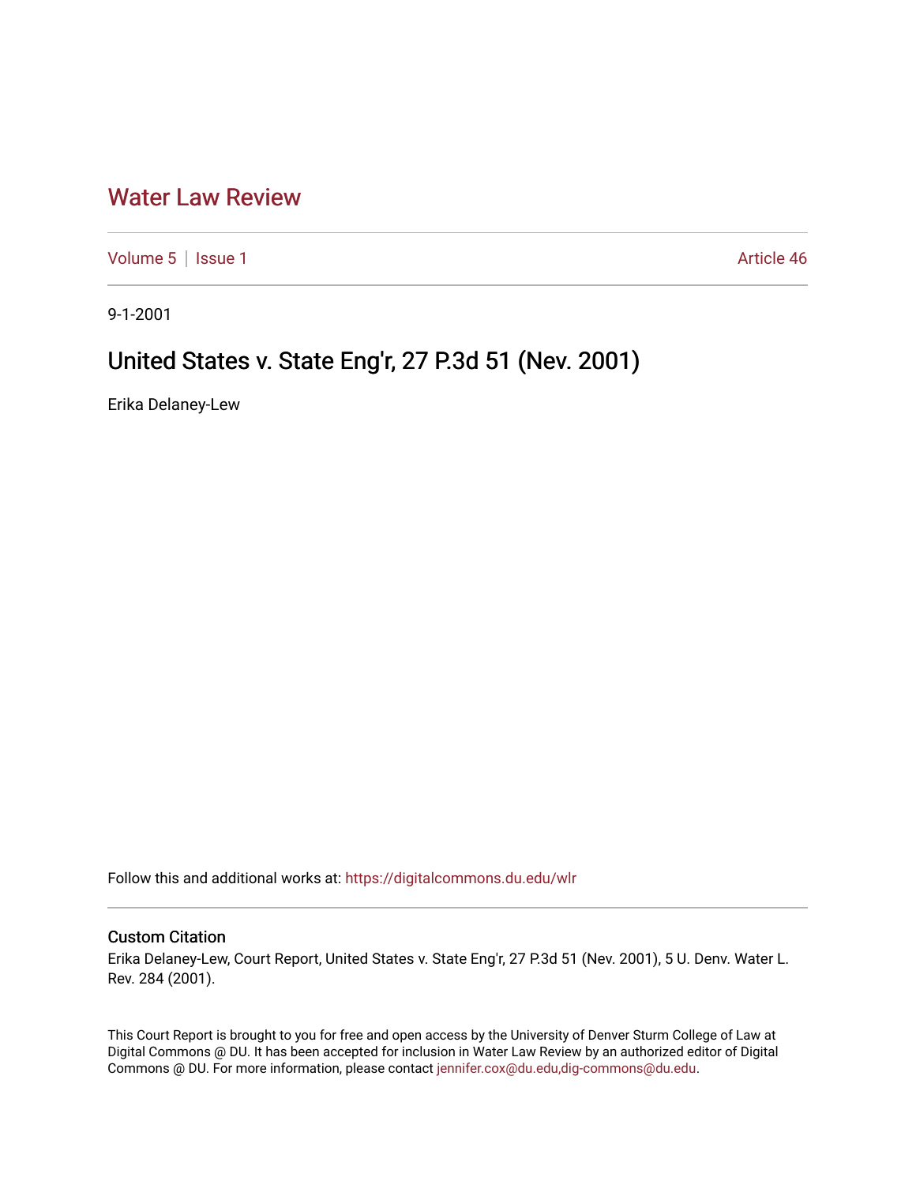# Water Law Review

Volume 5 | Issue 1 Article 46

9-1-2001

## United States v. State Eng'r, 27 P.3d 51 (Nev. 2001)

Erika Delaney-Lew

Follow this and additional works at: https://digitalcommons.du.edu/wlr

### Custom Citation

Erika Delaney-Lew, Court Report, United States v. State Eng'r, 27 P.3d 51 (Nev. 2001), 5 U. Denv. Water L. Rev. 284 (2001).

This Court Report is brought to you for free and open access by the University of Denver Sturm College of Law at Digital Commons @ DU. It has been accepted for inclusion in Water Law Review by an authorized editor of Digital Commons @ DU. For more information, please contact jennifer.cox@du.edu,dig-commons@du.edu.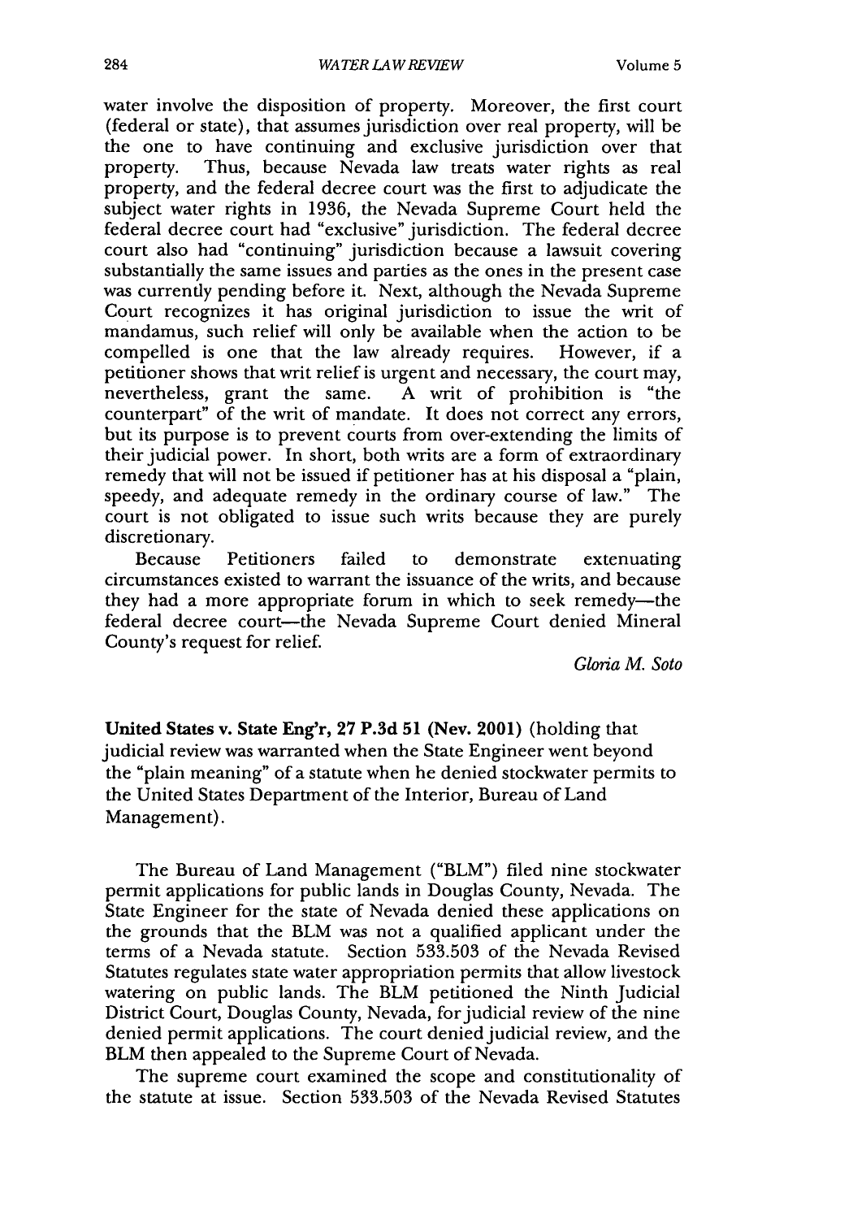water involve the disposition of property. Moreover, the first court (federal or state), that assumes jurisdiction over real property, will be the one to have continuing and exclusive jurisdiction over that property. Thus, because Nevada law treats water rights as real property, and the federal decree court was the first to adjudicate the subject water rights in 1936, the Nevada Supreme Court held the federal decree court had "exclusive" jurisdiction. The federal decree court also had "continuing" jurisdiction because a lawsuit covering substantially the same issues and parties as the ones in the present case was currently pending before it. Next, although the Nevada Supreme Court recognizes it has original jurisdiction to issue the writ of mandamus, such relief will only be available when the action to be compelled is one that the law already requires. However, if a petitioner shows that writ relief is urgent and necessary, the court may, nevertheless, grant the same. A writ of prohibition is "the counterpart" of the writ of mandate. It does not correct any errors, but its purpose is to prevent courts from over-extending the limits of their judicial power. In short, both writs are a form of extraordinary remedy that will not be issued if petitioner has at his disposal a "plain, speedy, and adequate remedy in the ordinary course of law." The court is not obligated to issue such writs because they are purely discretionary.

Because Petitioners failed to demonstrate extenuating circumstances existed to warrant the issuance of the writs, and because they had a more appropriate forum in which to seek remedy—the federal decree court—the Nevada Supreme Court denied Mineral County's request for relief.

*Gloria M. Soto*

**United States v. State Eng'r, 27 P.3d 51 (Nev. 2001)** (holding that judicial review was warranted when the State Engineer went beyond the "plain meaning" of a statute when he denied stockwater permits to the United States Department of the Interior, Bureau of Land Management).

The Bureau of Land Management ("BLM") filed nine stockwater permit applications for public lands in Douglas County, Nevada. The State Engineer for the state of Nevada denied these applications on the grounds that the BLM was not a qualified applicant under the terms of a Nevada statute. Section 533.503 of the Nevada Revised Statutes regulates state water appropriation permits that allow livestock watering on public lands. The BLM petitioned the Ninth Judicial District Court, Douglas County, Nevada, for judicial review of the nine denied permit applications. The court denied judicial review, and the BLM then appealed to the Supreme Court of Nevada.

The supreme court examined the scope and constitutionality of the statute at issue. Section 533.503 of the Nevada Revised Statutes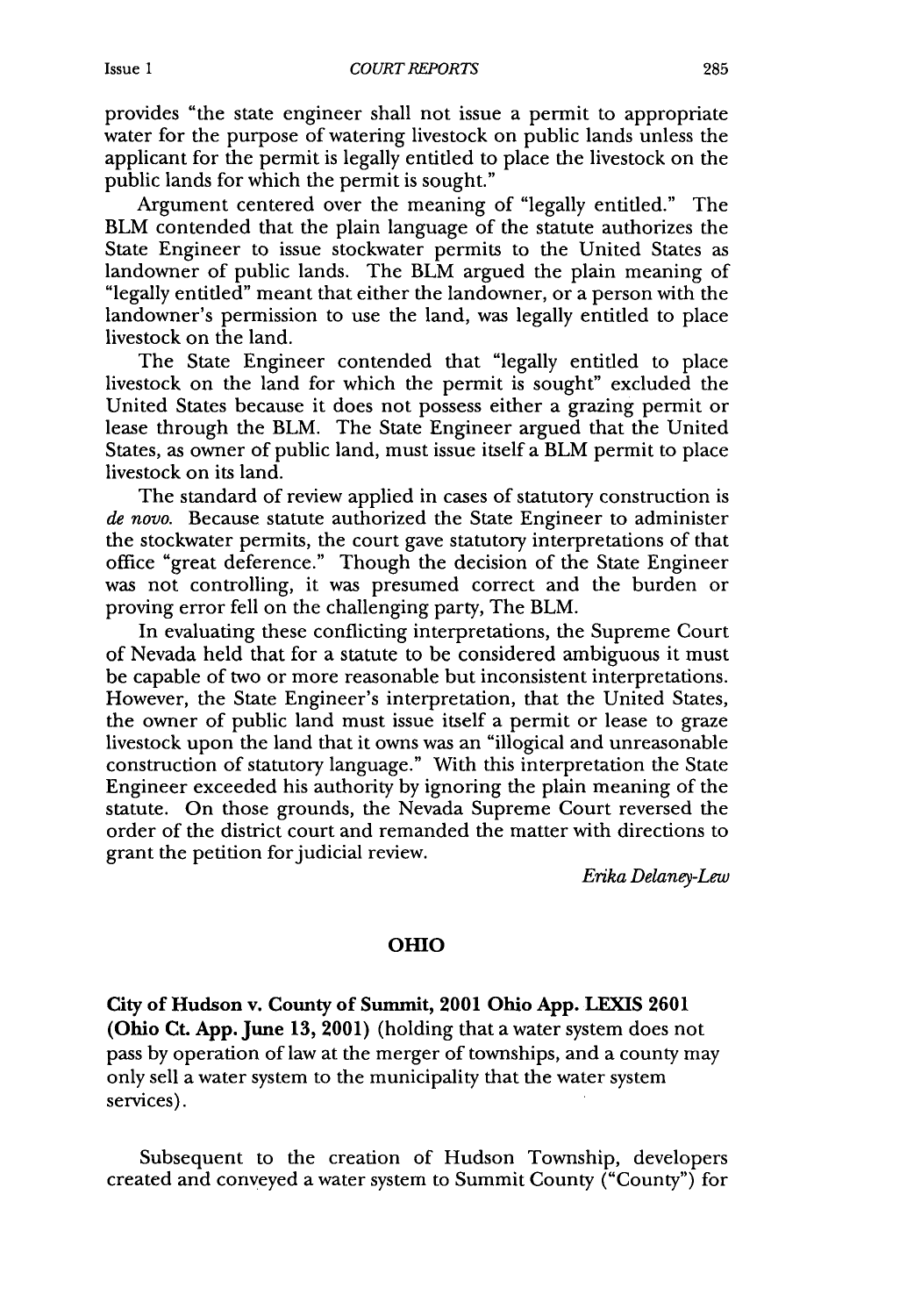provides "the state engineer shall not issue a permit to appropriate water for the purpose of watering livestock on public lands unless the applicant for the permit is legally entitled to place the livestock on the public lands for which the permit is sought."

Argument centered over the meaning of "legally entitled." The BLM contended that the plain language of the statute authorizes the State Engineer to issue stockwater permits to the United States as landowner of public lands. The BLM argued the plain meaning of "legally entitled" meant that either the landowner, or a person with the landowner's permission to use the land, was legally entitled to place livestock on the land.

The State Engineer contended that "legally entitled to place livestock on the land for which the permit is sought" excluded the United States because it does not possess either a grazing permit or lease through the BLM. The State Engineer argued that the United States, as owner of public land, must issue itself a BLM permit to place livestock on its land.

The standard of review applied in cases of statutory construction is *de novo.* Because statute authorized the State Engineer to administer the stockwater permits, the court gave statutory interpretations of that office "great deference." Though the decision of the State Engineer was not controlling, it was presumed correct and the burden or proving error fell on the challenging party, The BLM.

In evaluating these conflicting interpretations, the Supreme Court of Nevada held that for a statute to be considered ambiguous it must be capable of two or more reasonable but inconsistent interpretations. However, the State Engineer's interpretation, that the United States, the owner of public land must issue itself a permit or lease to graze livestock upon the land that it owns was an "illogical and unreasonable construction of statutory language." With this interpretation the State Engineer exceeded his authority by ignoring the plain meaning of the statute. On those grounds, the Nevada Supreme Court reversed the order of the district court and remanded the matter with directions to grant the petition for judicial review.

*Erika Delaney-Lew*

## OHIO

**City of Hudson v. County of Summit, 2001 Ohio App. LEXIS 2601 (Ohio Ct. App. June 13, 2001)** (holding that a water system does not pass by operation of law at the merger of townships, and a county may only sell a water system to the municipality that the water system services).

Subsequent to the creation of Hudson Township, developers created and conveyed a water system to Summit County ("County") for